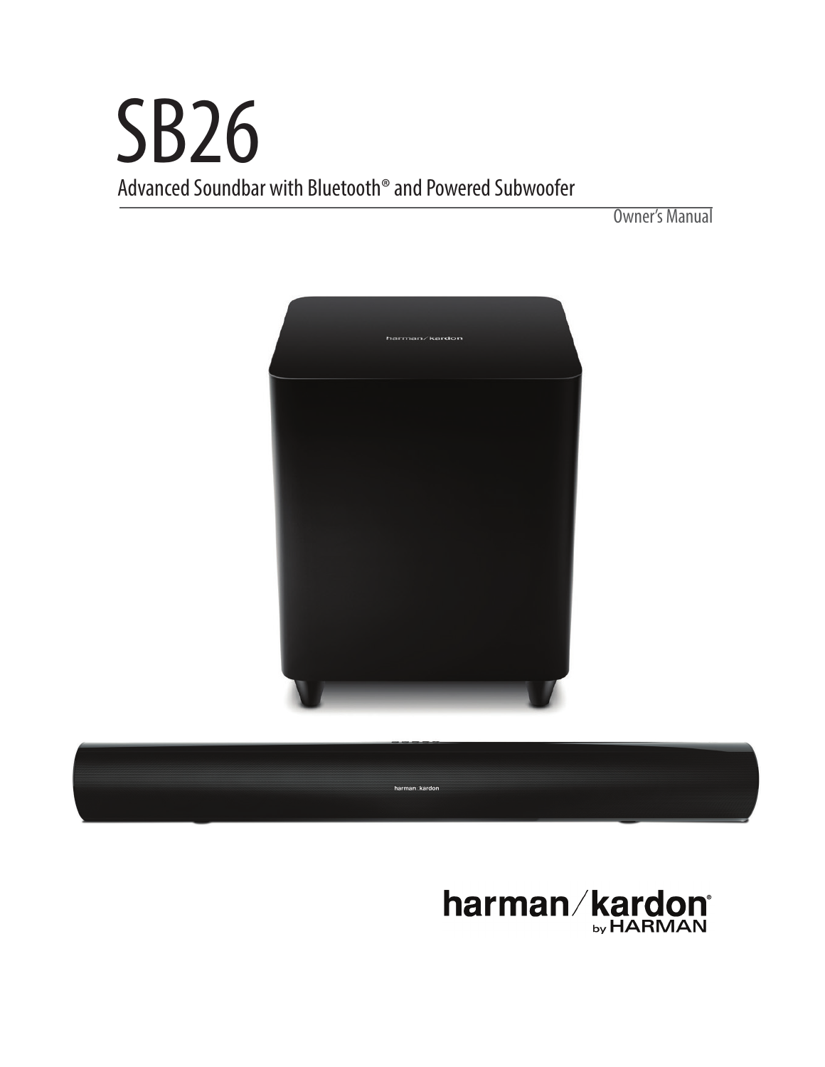# SB26

Advanced Soundbar with Bluetooth® and Powered Subwoofer

Owner's Manual

harman/kardon®
by HARMAN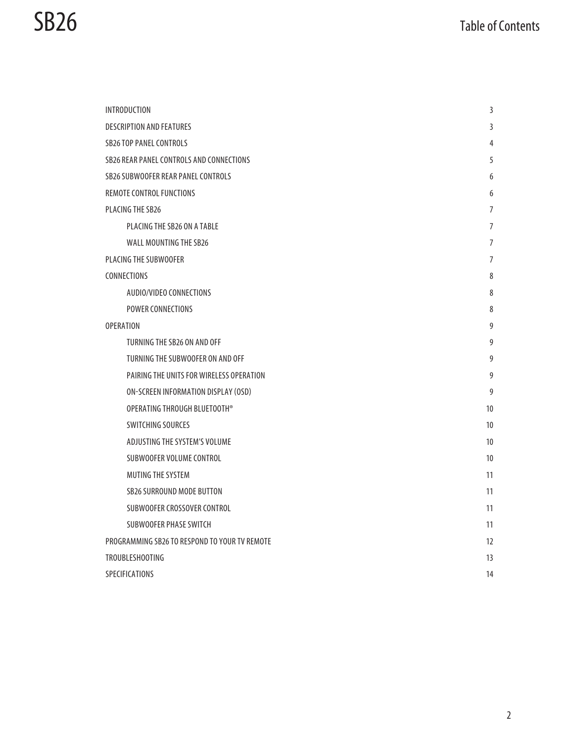# Table of Contents

| | |
|---|---|
| INTRODUCTION | 3 |
| DESCRIPTION AND FEATURES | 3 |
| SB26 TOP PANEL CONTROLS | 4 |
| SB26 REAR PANEL CONTROLS AND CONNECTIONS | 5 |
| SB26 SUBWOOFER REAR PANEL CONTROLS | 6 |
| REMOTE CONTROL FUNCTIONS | 6 |
| PLACING THE SB26 | 7 |
| &nbsp;&nbsp;&nbsp;&nbsp;PLACING THE SB26 ON A TABLE | 7 |
| &nbsp;&nbsp;&nbsp;&nbsp;WALL MOUNTING THE SB26 | 7 |
| PLACING THE SUBWOOFER | 7 |
| CONNECTIONS | 8 |
| &nbsp;&nbsp;&nbsp;&nbsp;AUDIO/VIDEO CONNECTIONS | 8 |
| &nbsp;&nbsp;&nbsp;&nbsp;POWER CONNECTIONS | 8 |
| OPERATION | 9 |
| &nbsp;&nbsp;&nbsp;&nbsp;TURNING THE SB26 ON AND OFF | 9 |
| &nbsp;&nbsp;&nbsp;&nbsp;TURNING THE SUBWOOFER ON AND OFF | 9 |
| &nbsp;&nbsp;&nbsp;&nbsp;PAIRING THE UNITS FOR WIRELESS OPERATION | 9 |
| &nbsp;&nbsp;&nbsp;&nbsp;ON-SCREEN INFORMATION DISPLAY (OSD) | 9 |
| &nbsp;&nbsp;&nbsp;&nbsp;OPERATING THROUGH BLUETOOTH® | 10 |
| &nbsp;&nbsp;&nbsp;&nbsp;SWITCHING SOURCES | 10 |
| &nbsp;&nbsp;&nbsp;&nbsp;ADJUSTING THE SYSTEM'S VOLUME | 10 |
| &nbsp;&nbsp;&nbsp;&nbsp;SUBWOOFER VOLUME CONTROL | 10 |
| &nbsp;&nbsp;&nbsp;&nbsp;MUTING THE SYSTEM | 11 |
| &nbsp;&nbsp;&nbsp;&nbsp;SB26 SURROUND MODE BUTTON | 11 |
| &nbsp;&nbsp;&nbsp;&nbsp;SUBWOOFER CROSSOVER CONTROL | 11 |
| &nbsp;&nbsp;&nbsp;&nbsp;SUBWOOFER PHASE SWITCH | 11 |
| PROGRAMMING SB26 TO RESPOND TO YOUR TV REMOTE | 12 |
| TROUBLESHOOTING | 13 |
| SPECIFICATIONS | 14 |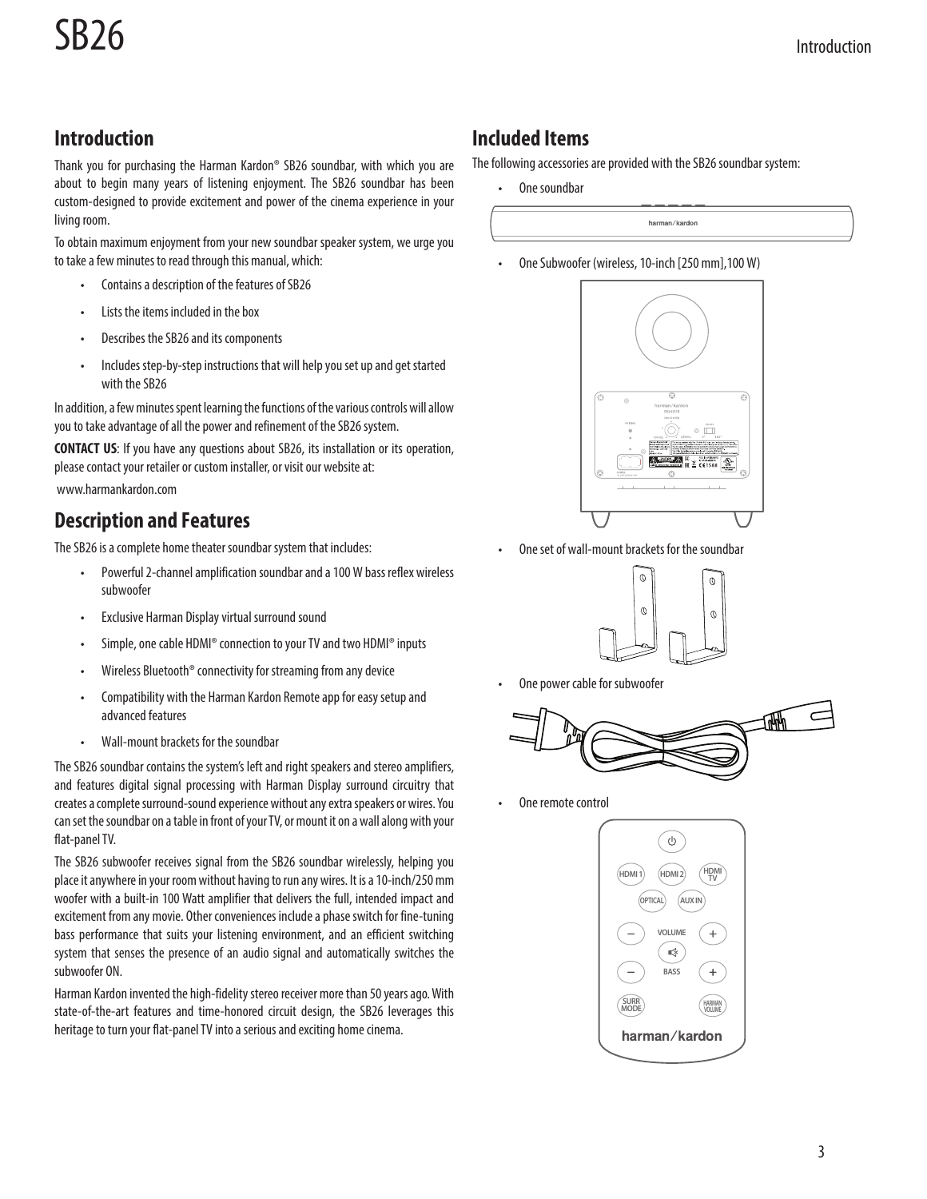## Introduction

Thank you for purchasing the Harman Kardon® SB26 soundbar, with which you are about to begin many years of listening enjoyment. The SB26 soundbar has been custom-designed to provide excitement and power of the cinema experience in your living room.

To obtain maximum enjoyment from your new soundbar speaker system, we urge you to take a few minutes to read through this manual, which:

- Contains a description of the features of SB26
- Lists the items included in the box
- Describes the SB26 and its components
- Includes step-by-step instructions that will help you set up and get started with the SB26

In addition, a few minutes spent learning the functions of the various controls will allow you to take advantage of all the power and refinement of the SB26 system.

**CONTACT US**: If you have any questions about SB26, its installation or its operation, please contact your retailer or custom installer, or visit our website at:

www.harmankardon.com

## Description and Features

The SB26 is a complete home theater soundbar system that includes:

- Powerful 2-channel amplification soundbar and a 100 W bass reflex wireless subwoofer
- Exclusive Harman Display virtual surround sound
- Simple, one cable HDMI® connection to your TV and two HDMI® inputs
- Wireless Bluetooth® connectivity for streaming from any device
- Compatibility with the Harman Kardon Remote app for easy setup and advanced features
- Wall-mount brackets for the soundbar

The SB26 soundbar contains the system's left and right speakers and stereo amplifiers, and features digital signal processing with Harman Display surround circuitry that creates a complete surround-sound experience without any extra speakers or wires. You can set the soundbar on a table in front of your TV, or mount it on a wall along with your flat-panel TV.

The SB26 subwoofer receives signal from the SB26 soundbar wirelessly, helping you place it anywhere in your room without having to run any wires. It is a 10-inch/250 mm woofer with a built-in 100 Watt amplifier that delivers the full, intended impact and excitement from any movie. Other conveniences include a phase switch for fine-tuning bass performance that suits your listening environment, and an efficient switching system that senses the presence of an audio signal and automatically switches the subwoofer ON.

Harman Kardon invented the high-fidelity stereo receiver more than 50 years ago. With state-of-the-art features and time-honored circuit design, the SB26 leverages this heritage to turn your flat-panel TV into a serious and exciting home cinema.

## Included Items

The following accessories are provided with the SB26 soundbar system:

- One soundbar
- One Subwoofer (wireless, 10-inch [250 mm],100 W)
- One set of wall-mount brackets for the soundbar
- One power cable for subwoofer
- One remote control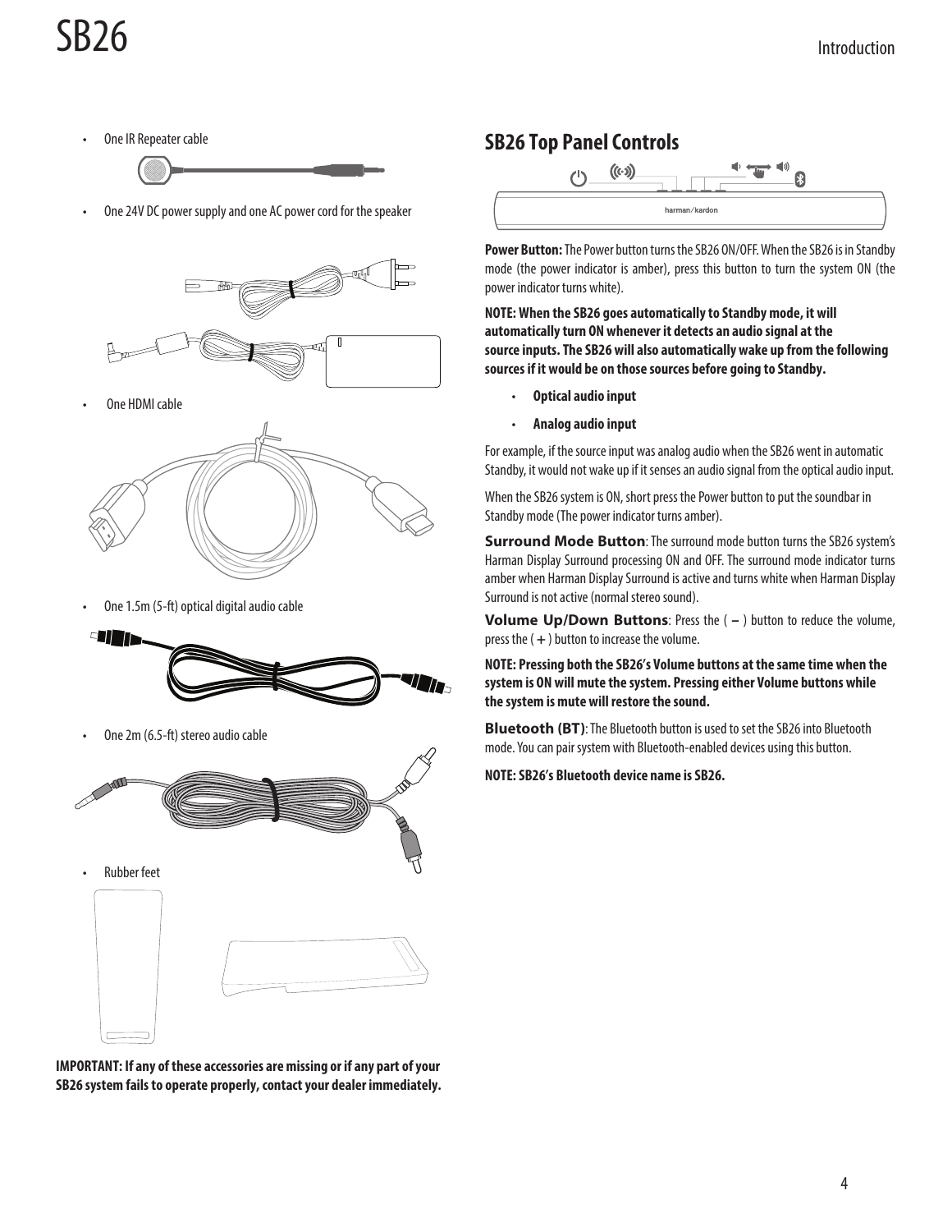- One IR Repeater cable
- One 24V DC power supply and one AC power cord for the speaker
- One HDMI cable
- One 1.5m (5-ft) optical digital audio cable
- One 2m (6.5-ft) stereo audio cable
- Rubber feet

**IMPORTANT: If any of these accessories are missing or if any part of your SB26 system fails to operate properly, contact your dealer immediately.**

## SB26 Top Panel Controls

**Power Button:** The Power button turns the SB26 ON/OFF. When the SB26 is in Standby mode (the power indicator is amber), press this button to turn the system ON (the power indicator turns white).

**NOTE: When the SB26 goes automatically to Standby mode, it will automatically turn ON whenever it detects an audio signal at the source inputs. The SB26 will also automatically wake up from the following sources if it would be on those sources before going to Standby.**

- **Optical audio input**
- **Analog audio input**

For example, if the source input was analog audio when the SB26 went in automatic Standby, it would not wake up if it senses an audio signal from the optical audio input.

When the SB26 system is ON, short press the Power button to put the soundbar in Standby mode (The power indicator turns amber).

**Surround Mode Button**: The surround mode button turns the SB26 system's Harman Display Surround processing ON and OFF. The surround mode indicator turns amber when Harman Display Surround is active and turns white when Harman Display Surround is not active (normal stereo sound).

**Volume Up/Down Buttons**: Press the ( **–** ) button to reduce the volume, press the ( **+** ) button to increase the volume.

**NOTE: Pressing both the SB26's Volume buttons at the same time when the system is ON will mute the system. Pressing either Volume buttons while the system is mute will restore the sound.**

**Bluetooth (BT)**: The Bluetooth button is used to set the SB26 into Bluetooth mode. You can pair system with Bluetooth-enabled devices using this button.

**NOTE: SB26's Bluetooth device name is SB26.**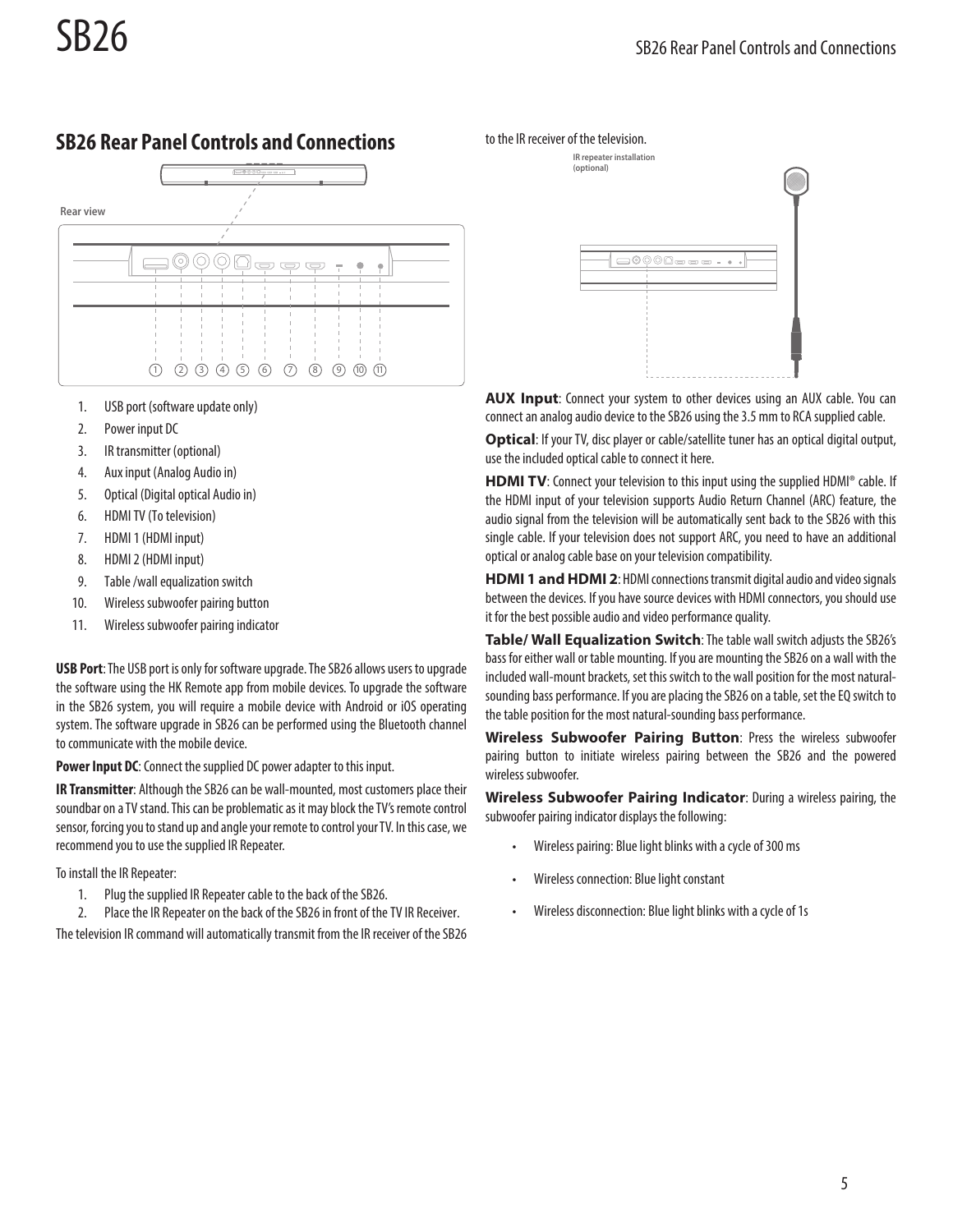## SB26 Rear Panel Controls and Connections

Rear view

1. USB port (software update only)
2. Power input DC
3. IR transmitter (optional)
4. Aux input (Analog Audio in)
5. Optical (Digital optical Audio in)
6. HDMI TV (To television)
7. HDMI 1 (HDMI input)
8. HDMI 2 (HDMI input)
9. Table /wall equalization switch
10. Wireless subwoofer pairing button
11. Wireless subwoofer pairing indicator

**USB Port**: The USB port is only for software upgrade. The SB26 allows users to upgrade the software using the HK Remote app from mobile devices. To upgrade the software in the SB26 system, you will require a mobile device with Android or iOS operating system. The software upgrade in SB26 can be performed using the Bluetooth channel to communicate with the mobile device.

**Power Input DC**: Connect the supplied DC power adapter to this input.

**IR Transmitter**: Although the SB26 can be wall-mounted, most customers place their soundbar on a TV stand. This can be problematic as it may block the TV's remote control sensor, forcing you to stand up and angle your remote to control your TV. In this case, we recommend you to use the supplied IR Repeater.

To install the IR Repeater:

1. Plug the supplied IR Repeater cable to the back of the SB26.
2. Place the IR Repeater on the back of the SB26 in front of the TV IR Receiver.

The television IR command will automatically transmit from the IR receiver of the SB26 to the IR receiver of the television.

IR repeater installation (optional)

**AUX Input**: Connect your system to other devices using an AUX cable. You can connect an analog audio device to the SB26 using the 3.5 mm to RCA supplied cable.

**Optical**: If your TV, disc player or cable/satellite tuner has an optical digital output, use the included optical cable to connect it here.

**HDMI TV**: Connect your television to this input using the supplied HDMI® cable. If the HDMI input of your television supports Audio Return Channel (ARC) feature, the audio signal from the television will be automatically sent back to the SB26 with this single cable. If your television does not support ARC, you need to have an additional optical or analog cable base on your television compatibility.

**HDMI 1 and HDMI 2**: HDMI connections transmit digital audio and video signals between the devices. If you have source devices with HDMI connectors, you should use it for the best possible audio and video performance quality.

**Table/ Wall Equalization Switch**: The table wall switch adjusts the SB26's bass for either wall or table mounting. If you are mounting the SB26 on a wall with the included wall-mount brackets, set this switch to the wall position for the most natural-sounding bass performance. If you are placing the SB26 on a table, set the EQ switch to the table position for the most natural-sounding bass performance.

**Wireless Subwoofer Pairing Button**: Press the wireless subwoofer pairing button to initiate wireless pairing between the SB26 and the powered wireless subwoofer.

**Wireless Subwoofer Pairing Indicator**: During a wireless pairing, the subwoofer pairing indicator displays the following:

- Wireless pairing: Blue light blinks with a cycle of 300 ms
- Wireless connection: Blue light constant
- Wireless disconnection: Blue light blinks with a cycle of 1s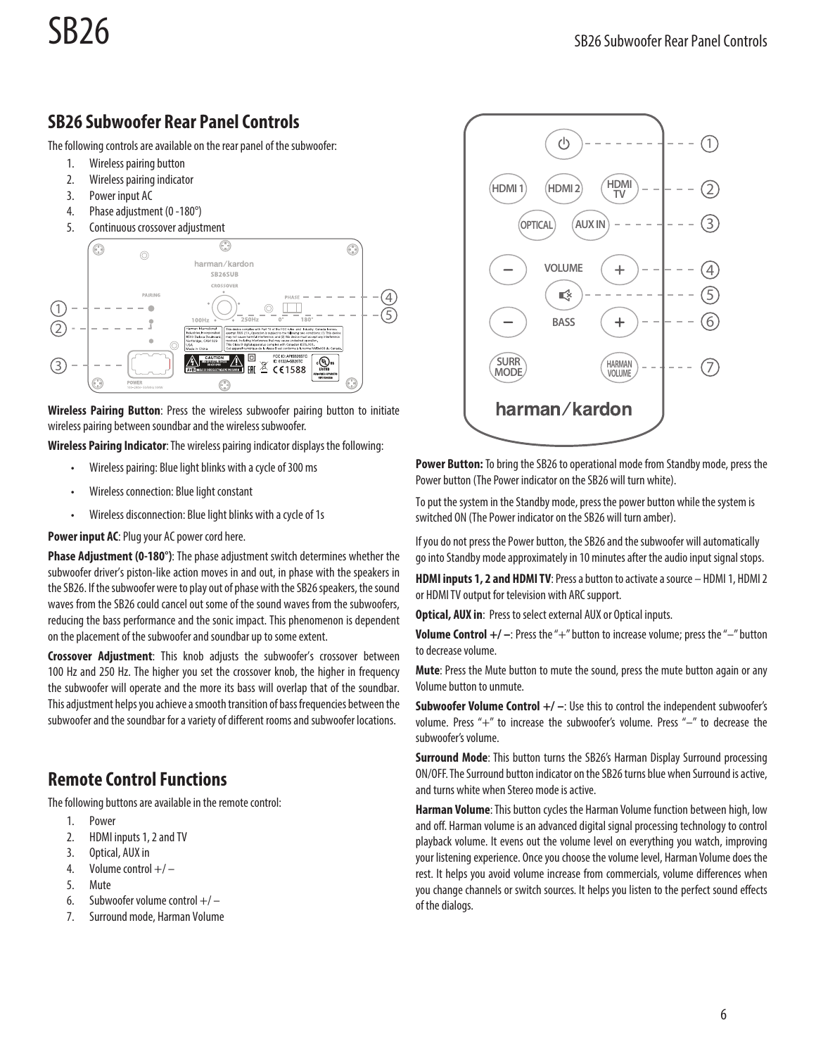## SB26 Subwoofer Rear Panel Controls

The following controls are available on the rear panel of the subwoofer:

1. Wireless pairing button
2. Wireless pairing indicator
3. Power input AC
4. Phase adjustment (0 -180°)
5. Continuous crossover adjustment

**Wireless Pairing Button**: Press the wireless subwoofer pairing button to initiate wireless pairing between soundbar and the wireless subwoofer.

**Wireless Pairing Indicator**: The wireless pairing indicator displays the following:

- Wireless pairing: Blue light blinks with a cycle of 300 ms
- Wireless connection: Blue light constant
- Wireless disconnection: Blue light blinks with a cycle of 1s

**Power input AC**: Plug your AC power cord here.

**Phase Adjustment (0-180°)**: The phase adjustment switch determines whether the subwoofer driver's piston-like action moves in and out, in phase with the speakers in the SB26. If the subwoofer were to play out of phase with the SB26 speakers, the sound waves from the SB26 could cancel out some of the sound waves from the subwoofers, reducing the bass performance and the sonic impact. This phenomenon is dependent on the placement of the subwoofer and soundbar up to some extent.

**Crossover Adjustment**: This knob adjusts the subwoofer's crossover between 100 Hz and 250 Hz. The higher you set the crossover knob, the higher in frequency the subwoofer will operate and the more its bass will overlap that of the soundbar. This adjustment helps you achieve a smooth transition of bass frequencies between the subwoofer and the soundbar for a variety of different rooms and subwoofer locations.

## Remote Control Functions

The following buttons are available in the remote control:

1. Power
2. HDMI inputs 1, 2 and TV
3. Optical, AUX in
4. Volume control +/ –
5. Mute
6. Subwoofer volume control +/ –
7. Surround mode, Harman Volume

**Power Button:** To bring the SB26 to operational mode from Standby mode, press the Power button (The Power indicator on the SB26 will turn white).

To put the system in the Standby mode, press the power button while the system is switched ON (The Power indicator on the SB26 will turn amber).

If you do not press the Power button, the SB26 and the subwoofer will automatically go into Standby mode approximately in 10 minutes after the audio input signal stops.

**HDMI inputs 1, 2 and HDMI TV**: Press a button to activate a source – HDMI 1, HDMI 2 or HDMI TV output for television with ARC support.

**Optical, AUX in**: Press to select external AUX or Optical inputs.

**Volume Control +/ –**: Press the "+" button to increase volume; press the "–" button to decrease volume.

**Mute**: Press the Mute button to mute the sound, press the mute button again or any Volume button to unmute.

**Subwoofer Volume Control +/ –**: Use this to control the independent subwoofer's volume. Press "+" to increase the subwoofer's volume. Press "–" to decrease the subwoofer's volume.

**Surround Mode**: This button turns the SB26's Harman Display Surround processing ON/OFF. The Surround button indicator on the SB26 turns blue when Surround is active, and turns white when Stereo mode is active.

**Harman Volume**: This button cycles the Harman Volume function between high, low and off. Harman volume is an advanced digital signal processing technology to control playback volume. It evens out the volume level on everything you watch, improving your listening experience. Once you choose the volume level, Harman Volume does the rest. It helps you avoid volume increase from commercials, volume differences when you change channels or switch sources. It helps you listen to the perfect sound effects of the dialogs.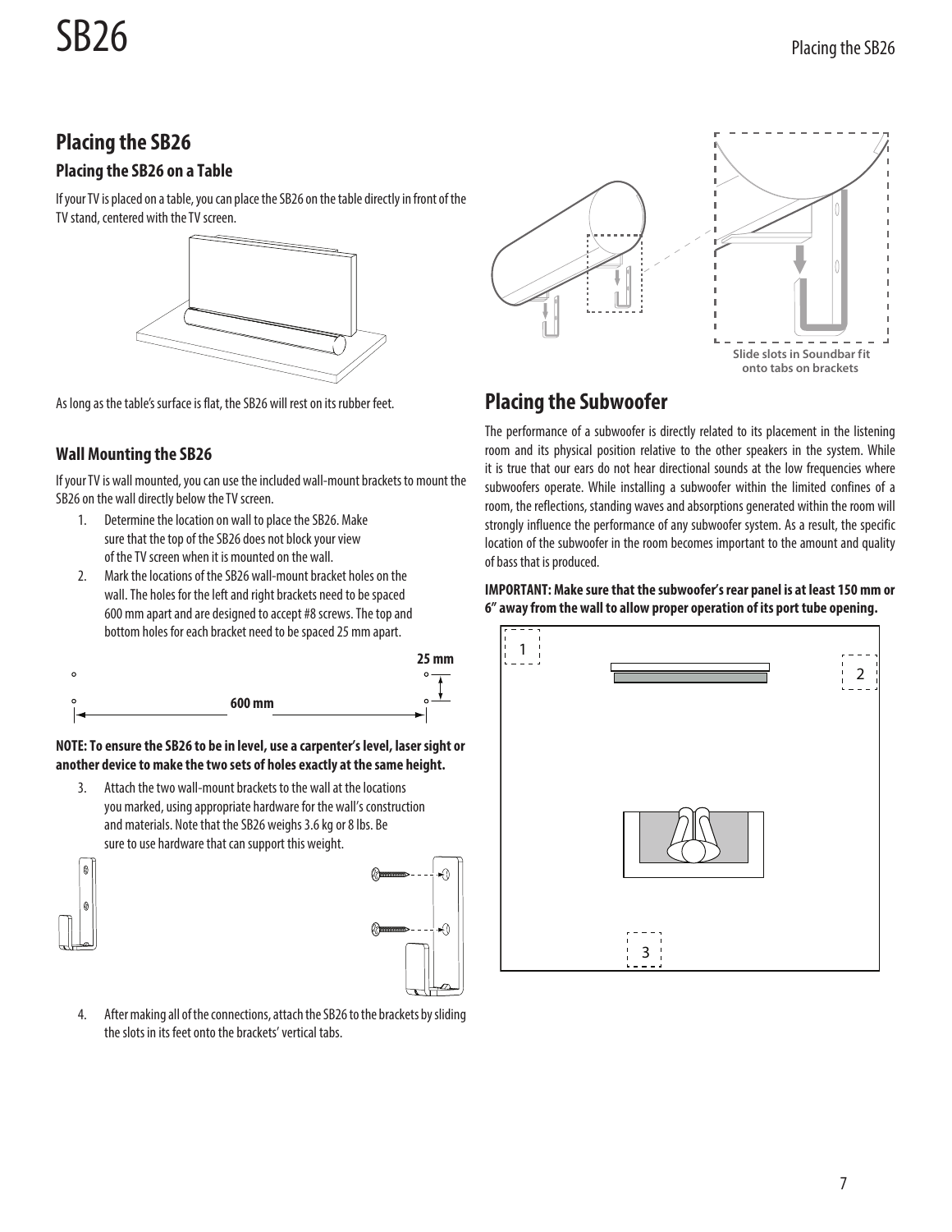## Placing the SB26

### Placing the SB26 on a Table

If your TV is placed on a table, you can place the SB26 on the table directly in front of the TV stand, centered with the TV screen.

As long as the table's surface is flat, the SB26 will rest on its rubber feet.

### Wall Mounting the SB26

If your TV is wall mounted, you can use the included wall-mount brackets to mount the SB26 on the wall directly below the TV screen.

1. Determine the location on wall to place the SB26. Make sure that the top of the SB26 does not block your view of the TV screen when it is mounted on the wall.
2. Mark the locations of the SB26 wall-mount bracket holes on the wall. The holes for the left and right brackets need to be spaced 600 mm apart and are designed to accept #8 screws. The top and bottom holes for each bracket need to be spaced 25 mm apart.

25 mm

600 mm

**NOTE: To ensure the SB26 to be in level, use a carpenter's level, laser sight or another device to make the two sets of holes exactly at the same height.**

3. Attach the two wall-mount brackets to the wall at the locations you marked, using appropriate hardware for the wall's construction and materials. Note that the SB26 weighs 3.6 kg or 8 lbs. Be sure to use hardware that can support this weight.
4. After making all of the connections, attach the SB26 to the brackets by sliding the slots in its feet onto the brackets' vertical tabs.

Slide slots in Soundbar fit onto tabs on brackets

## Placing the Subwoofer

The performance of a subwoofer is directly related to its placement in the listening room and its physical position relative to the other speakers in the system. While it is true that our ears do not hear directional sounds at the low frequencies where subwoofers operate. While installing a subwoofer within the limited confines of a room, the reflections, standing waves and absorptions generated within the room will strongly influence the performance of any subwoofer system. As a result, the specific location of the subwoofer in the room becomes important to the amount and quality of bass that is produced.

**IMPORTANT: Make sure that the subwoofer's rear panel is at least 150 mm or 6" away from the wall to allow proper operation of its port tube opening.**

1

2

3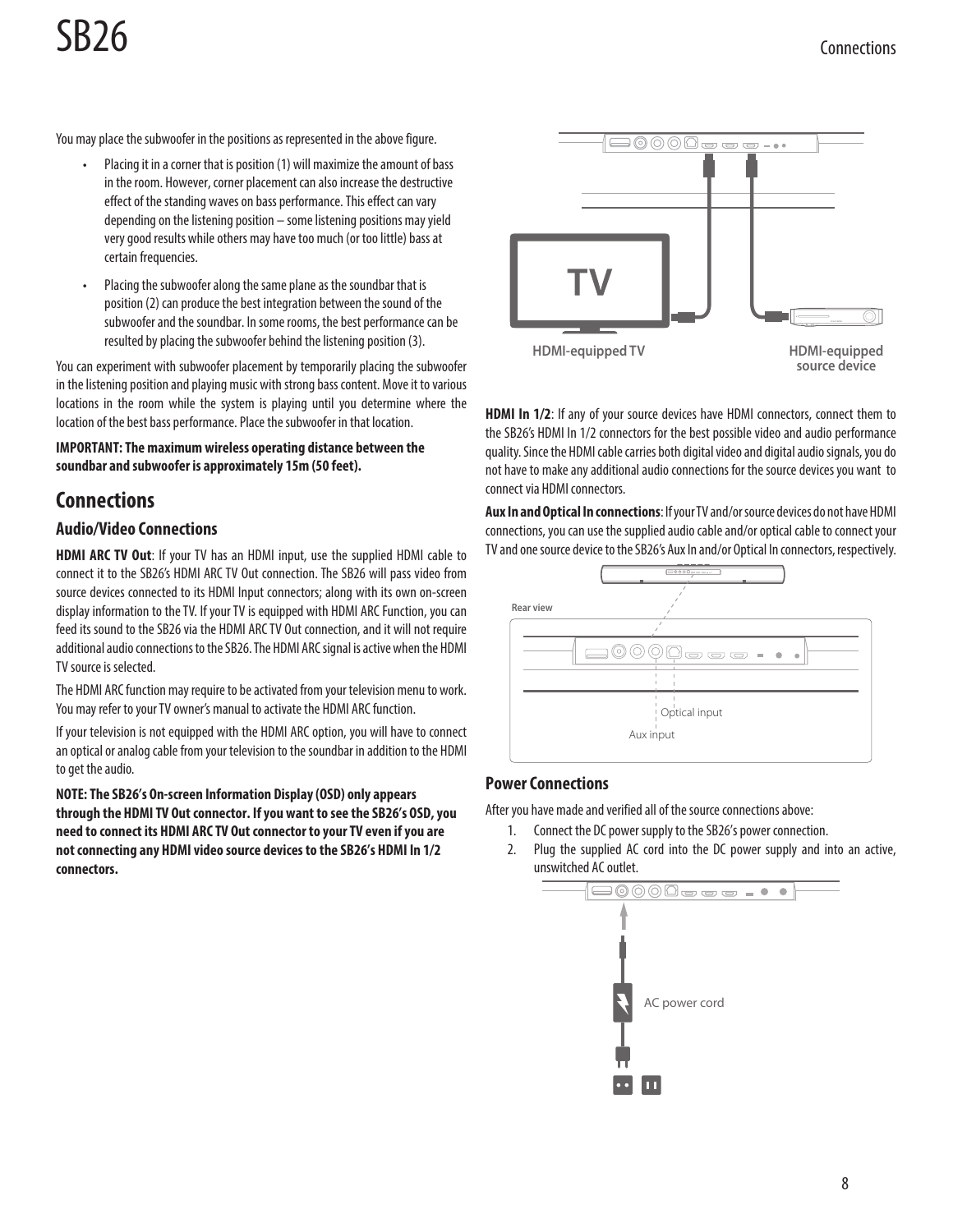You may place the subwoofer in the positions as represented in the above figure.

- Placing it in a corner that is position (1) will maximize the amount of bass in the room. However, corner placement can also increase the destructive effect of the standing waves on bass performance. This effect can vary depending on the listening position – some listening positions may yield very good results while others may have too much (or too little) bass at certain frequencies.
- Placing the subwoofer along the same plane as the soundbar that is position (2) can produce the best integration between the sound of the subwoofer and the soundbar. In some rooms, the best performance can be resulted by placing the subwoofer behind the listening position (3).

You can experiment with subwoofer placement by temporarily placing the subwoofer in the listening position and playing music with strong bass content. Move it to various locations in the room while the system is playing until you determine where the location of the best bass performance. Place the subwoofer in that location.

**IMPORTANT: The maximum wireless operating distance between the soundbar and subwoofer is approximately 15m (50 feet).**

## Connections

### Audio/Video Connections

**HDMI ARC TV Out**: If your TV has an HDMI input, use the supplied HDMI cable to connect it to the SB26's HDMI ARC TV Out connection. The SB26 will pass video from source devices connected to its HDMI Input connectors; along with its own on-screen display information to the TV. If your TV is equipped with HDMI ARC Function, you can feed its sound to the SB26 via the HDMI ARC TV Out connection, and it will not require additional audio connections to the SB26. The HDMI ARC signal is active when the HDMI TV source is selected.

The HDMI ARC function may require to be activated from your television menu to work. You may refer to your TV owner's manual to activate the HDMI ARC function.

If your television is not equipped with the HDMI ARC option, you will have to connect an optical or analog cable from your television to the soundbar in addition to the HDMI to get the audio.

**NOTE: The SB26's On-screen Information Display (OSD) only appears through the HDMI TV Out connector. If you want to see the SB26's OSD, you need to connect its HDMI ARC TV Out connector to your TV even if you are not connecting any HDMI video source devices to the SB26's HDMI In 1/2 connectors.**

HDMI-equipped TV

HDMI-equipped source device

**HDMI In 1/2**: If any of your source devices have HDMI connectors, connect them to the SB26's HDMI In 1/2 connectors for the best possible video and audio performance quality. Since the HDMI cable carries both digital video and digital audio signals, you do not have to make any additional audio connections for the source devices you want to connect via HDMI connectors.

**Aux In and Optical In connections**: If your TV and/or source devices do not have HDMI connections, you can use the supplied audio cable and/or optical cable to connect your TV and one source device to the SB26's Aux In and/or Optical In connectors, respectively.

Rear view

Optical input

Aux input

### Power Connections

After you have made and verified all of the source connections above:

1. Connect the DC power supply to the SB26's power connection.
2. Plug the supplied AC cord into the DC power supply and into an active, unswitched AC outlet.

AC power cord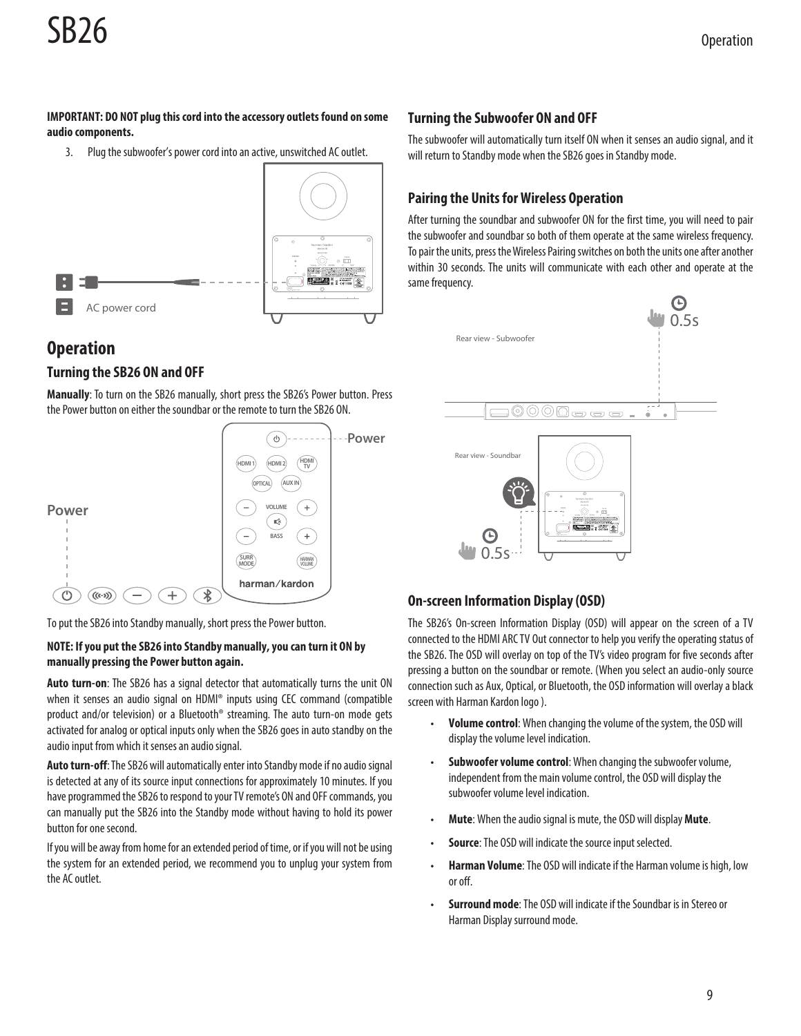**IMPORTANT: DO NOT plug this cord into the accessory outlets found on some audio components.**

3. Plug the subwoofer's power cord into an active, unswitched AC outlet.

AC power cord

# Operation

## Turning the SB26 ON and OFF

**Manually**: To turn on the SB26 manually, short press the SB26's Power button. Press the Power button on either the soundbar or the remote to turn the SB26 ON.

Power

Power

To put the SB26 into Standby manually, short press the Power button.

**NOTE: If you put the SB26 into Standby manually, you can turn it ON by manually pressing the Power button again.**

**Auto turn-on**: The SB26 has a signal detector that automatically turns the unit ON when it senses an audio signal on HDMI® inputs using CEC command (compatible product and/or television) or a Bluetooth® streaming. The auto turn-on mode gets activated for analog or optical inputs only when the SB26 goes in auto standby on the audio input from which it senses an audio signal.

**Auto turn-off**: The SB26 will automatically enter into Standby mode if no audio signal is detected at any of its source input connections for approximately 10 minutes. If you have programmed the SB26 to respond to your TV remote's ON and OFF commands, you can manually put the SB26 into the Standby mode without having to hold its power button for one second.

If you will be away from home for an extended period of time, or if you will not be using the system for an extended period, we recommend you to unplug your system from the AC outlet.

## Turning the Subwoofer ON and OFF

The subwoofer will automatically turn itself ON when it senses an audio signal, and it will return to Standby mode when the SB26 goes in Standby mode.

## Pairing the Units for Wireless Operation

After turning the soundbar and subwoofer ON for the first time, you will need to pair the subwoofer and soundbar so both of them operate at the same wireless frequency. To pair the units, press the Wireless Pairing switches on both the units one after another within 30 seconds. The units will communicate with each other and operate at the same frequency.

0.5s

Rear view - Subwoofer

Rear view - Soundbar

0.5s

## On-screen Information Display (OSD)

The SB26's On-screen Information Display (OSD) will appear on the screen of a TV connected to the HDMI ARC TV Out connector to help you verify the operating status of the SB26. The OSD will overlay on top of the TV's video program for five seconds after pressing a button on the soundbar or remote. (When you select an audio-only source connection such as Aux, Optical, or Bluetooth, the OSD information will overlay a black screen with Harman Kardon logo ).

- **Volume control**: When changing the volume of the system, the OSD will display the volume level indication.
- **Subwoofer volume control**: When changing the subwoofer volume, independent from the main volume control, the OSD will display the subwoofer volume level indication.
- **Mute**: When the audio signal is mute, the OSD will display **Mute**.
- **Source**: The OSD will indicate the source input selected.
- **Harman Volume**: The OSD will indicate if the Harman volume is high, low or off.
- **Surround mode**: The OSD will indicate if the Soundbar is in Stereo or Harman Display surround mode.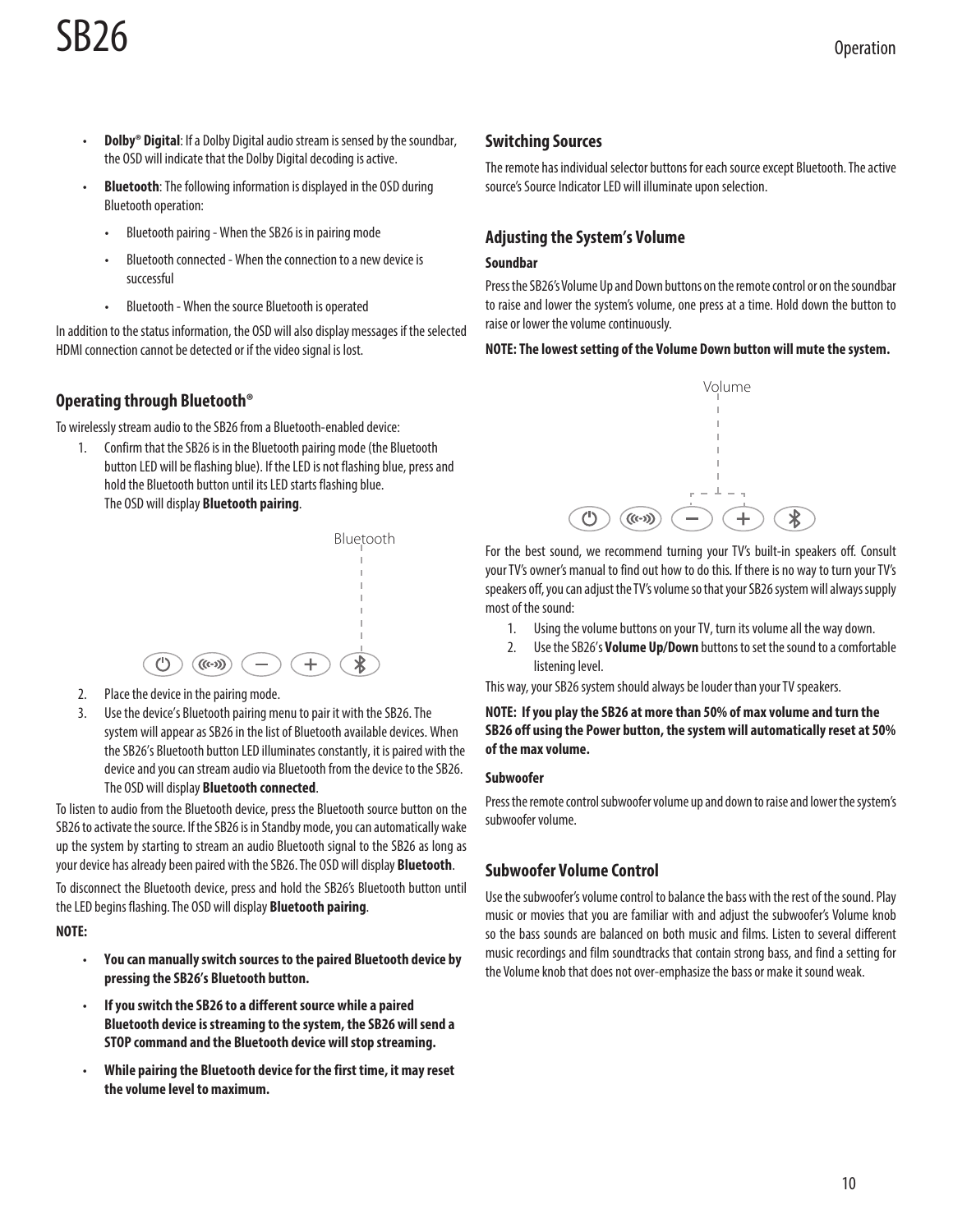- **Dolby® Digital**: If a Dolby Digital audio stream is sensed by the soundbar, the OSD will indicate that the Dolby Digital decoding is active.
- **Bluetooth**: The following information is displayed in the OSD during Bluetooth operation:
  - Bluetooth pairing - When the SB26 is in pairing mode
  - Bluetooth connected - When the connection to a new device is successful
  - Bluetooth - When the source Bluetooth is operated

In addition to the status information, the OSD will also display messages if the selected HDMI connection cannot be detected or if the video signal is lost.

## Operating through Bluetooth®

To wirelessly stream audio to the SB26 from a Bluetooth-enabled device:

1. Confirm that the SB26 is in the Bluetooth pairing mode (the Bluetooth button LED will be flashing blue). If the LED is not flashing blue, press and hold the Bluetooth button until its LED starts flashing blue.
   The OSD will display **Bluetooth pairing**.

Bluetooth

2. Place the device in the pairing mode.
3. Use the device's Bluetooth pairing menu to pair it with the SB26. The system will appear as SB26 in the list of Bluetooth available devices. When the SB26's Bluetooth button LED illuminates constantly, it is paired with the device and you can stream audio via Bluetooth from the device to the SB26. The OSD will display **Bluetooth connected**.

To listen to audio from the Bluetooth device, press the Bluetooth source button on the SB26 to activate the source. If the SB26 is in Standby mode, you can automatically wake up the system by starting to stream an audio Bluetooth signal to the SB26 as long as your device has already been paired with the SB26. The OSD will display **Bluetooth**.

To disconnect the Bluetooth device, press and hold the SB26's Bluetooth button until the LED begins flashing. The OSD will display **Bluetooth pairing**.

**NOTE:**

- **You can manually switch sources to the paired Bluetooth device by pressing the SB26's Bluetooth button.**
- **If you switch the SB26 to a different source while a paired Bluetooth device is streaming to the system, the SB26 will send a STOP command and the Bluetooth device will stop streaming.**
- **While pairing the Bluetooth device for the first time, it may reset the volume level to maximum.**

## Switching Sources

The remote has individual selector buttons for each source except Bluetooth. The active source's Source Indicator LED will illuminate upon selection.

## Adjusting the System's Volume

### Soundbar

Press the SB26's Volume Up and Down buttons on the remote control or on the soundbar to raise and lower the system's volume, one press at a time. Hold down the button to raise or lower the volume continuously.

**NOTE: The lowest setting of the Volume Down button will mute the system.**

Volume

For the best sound, we recommend turning your TV's built-in speakers off. Consult your TV's owner's manual to find out how to do this. If there is no way to turn your TV's speakers off, you can adjust the TV's volume so that your SB26 system will always supply most of the sound:

1. Using the volume buttons on your TV, turn its volume all the way down.
2. Use the SB26's **Volume Up/Down** buttons to set the sound to a comfortable listening level.

This way, your SB26 system should always be louder than your TV speakers.

**NOTE: If you play the SB26 at more than 50% of max volume and turn the SB26 off using the Power button, the system will automatically reset at 50% of the max volume.**

### Subwoofer

Press the remote control subwoofer volume up and down to raise and lower the system's subwoofer volume.

## Subwoofer Volume Control

Use the subwoofer's volume control to balance the bass with the rest of the sound. Play music or movies that you are familiar with and adjust the subwoofer's Volume knob so the bass sounds are balanced on both music and films. Listen to several different music recordings and film soundtracks that contain strong bass, and find a setting for the Volume knob that does not over-emphasize the bass or make it sound weak.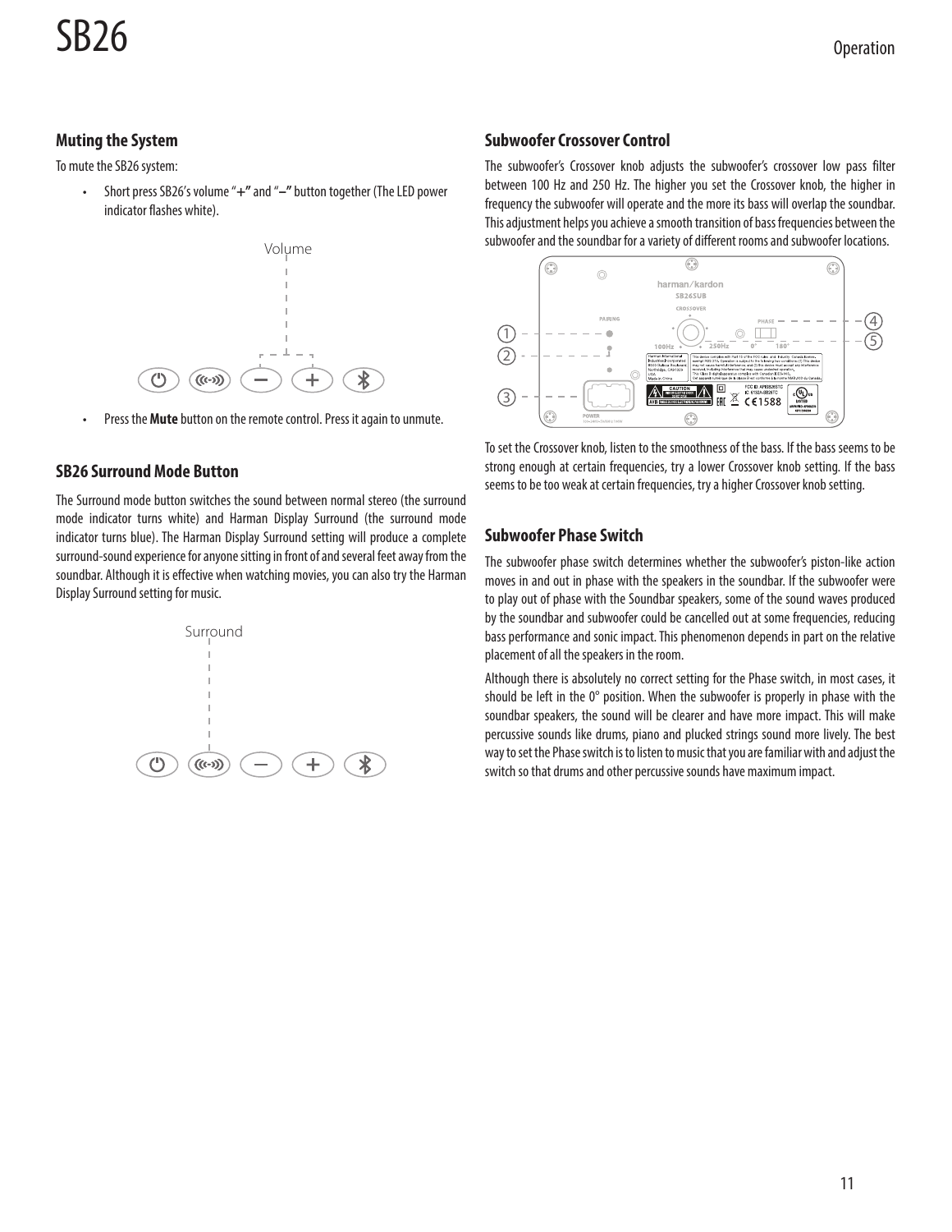## Muting the System

To mute the SB26 system:

- Short press SB26's volume "+" and "–" button together (The LED power indicator flashes white).

- Press the **Mute** button on the remote control. Press it again to unmute.

## SB26 Surround Mode Button

The Surround mode button switches the sound between normal stereo (the surround mode indicator turns white) and Harman Display Surround (the surround mode indicator turns blue). The Harman Display Surround setting will produce a complete surround-sound experience for anyone sitting in front of and several feet away from the soundbar. Although it is effective when watching movies, you can also try the Harman Display Surround setting for music.

## Subwoofer Crossover Control

The subwoofer's Crossover knob adjusts the subwoofer's crossover low pass filter between 100 Hz and 250 Hz. The higher you set the Crossover knob, the higher in frequency the subwoofer will operate and the more its bass will overlap the soundbar. This adjustment helps you achieve a smooth transition of bass frequencies between the subwoofer and the soundbar for a variety of different rooms and subwoofer locations.

To set the Crossover knob, listen to the smoothness of the bass. If the bass seems to be strong enough at certain frequencies, try a lower Crossover knob setting. If the bass seems to be too weak at certain frequencies, try a higher Crossover knob setting.

## Subwoofer Phase Switch

The subwoofer phase switch determines whether the subwoofer's piston-like action moves in and out in phase with the speakers in the soundbar. If the subwoofer were to play out of phase with the Soundbar speakers, some of the sound waves produced by the soundbar and subwoofer could be cancelled out at some frequencies, reducing bass performance and sonic impact. This phenomenon depends in part on the relative placement of all the speakers in the room.

Although there is absolutely no correct setting for the Phase switch, in most cases, it should be left in the 0° position. When the subwoofer is properly in phase with the soundbar speakers, the sound will be clearer and have more impact. This will make percussive sounds like drums, piano and plucked strings sound more lively. The best way to set the Phase switch is to listen to music that you are familiar with and adjust the switch so that drums and other percussive sounds have maximum impact.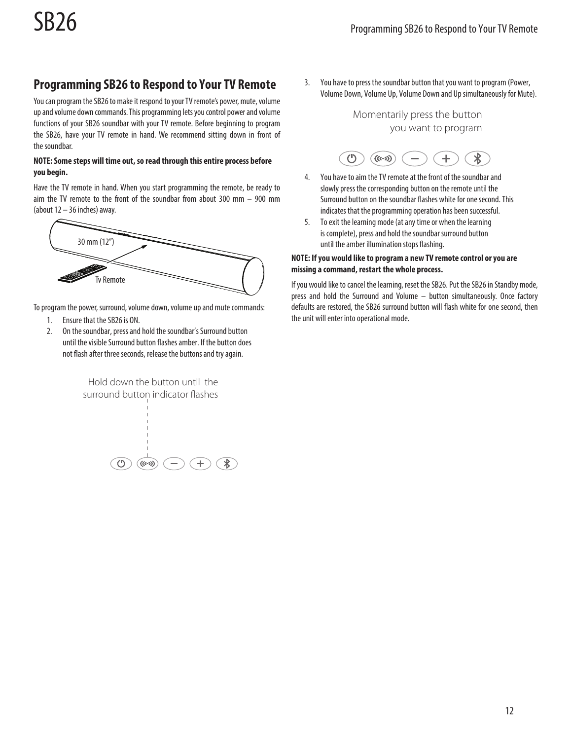## Programming SB26 to Respond to Your TV Remote

You can program the SB26 to make it respond to your TV remote's power, mute, volume up and volume down commands. This programming lets you control power and volume functions of your SB26 soundbar with your TV remote. Before beginning to program the SB26, have your TV remote in hand. We recommend sitting down in front of the soundbar.

**NOTE: Some steps will time out, so read through this entire process before you begin.**

Have the TV remote in hand. When you start programming the remote, be ready to aim the TV remote to the front of the soundbar from about 300 mm – 900 mm (about 12 – 36 inches) away.

30 mm (12")

Tv Remote

To program the power, surround, volume down, volume up and mute commands:

1. Ensure that the SB26 is ON.
2. On the soundbar, press and hold the soundbar's Surround button until the visible Surround button flashes amber. If the button does not flash after three seconds, release the buttons and try again.

Hold down the button until the surround button indicator flashes

3. You have to press the soundbar button that you want to program (Power, Volume Down, Volume Up, Volume Down and Up simultaneously for Mute).

Momentarily press the button you want to program

4. You have to aim the TV remote at the front of the soundbar and slowly press the corresponding button on the remote until the Surround button on the soundbar flashes white for one second. This indicates that the programming operation has been successful.
5. To exit the learning mode (at any time or when the learning is complete), press and hold the soundbar surround button until the amber illumination stops flashing.

**NOTE: If you would like to program a new TV remote control or you are missing a command, restart the whole process.**

If you would like to cancel the learning, reset the SB26. Put the SB26 in Standby mode, press and hold the Surround and Volume – button simultaneously. Once factory defaults are restored, the SB26 surround button will flash white for one second, then the unit will enter into operational mode.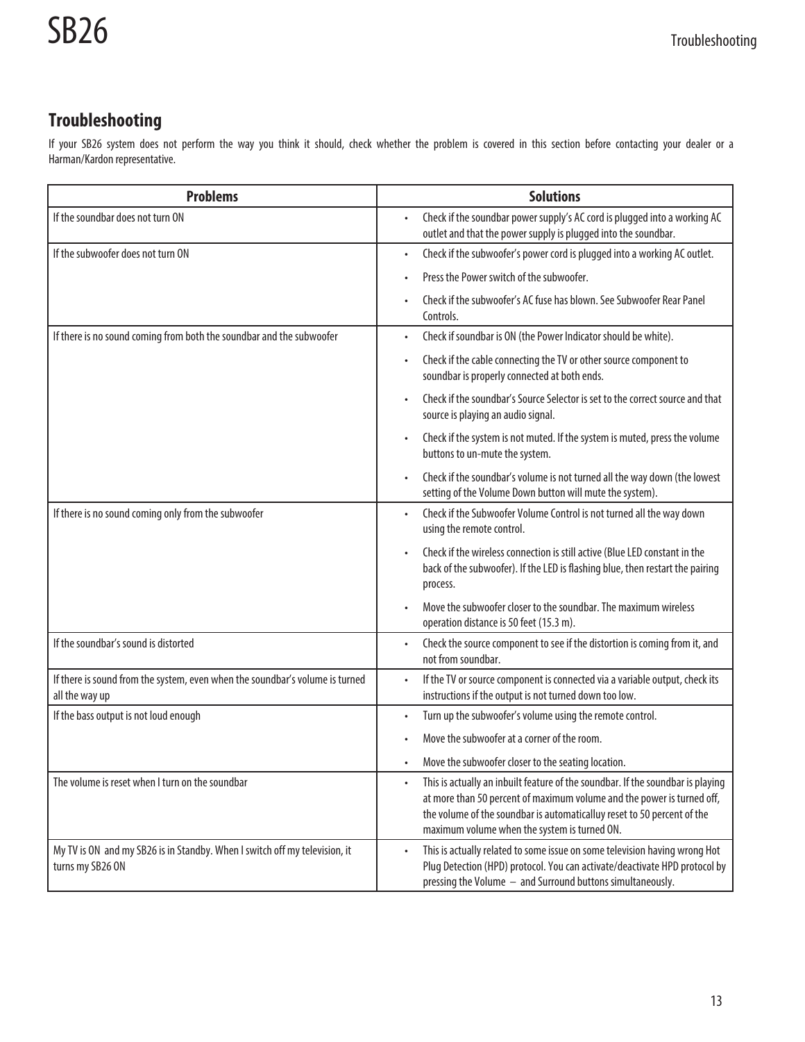## Troubleshooting

If your SB26 system does not perform the way you think it should, check whether the problem is covered in this section before contacting your dealer or a Harman/Kardon representative.

| Problems | Solutions |
|---|---|
| If the soundbar does not turn ON | • Check if the soundbar power supply's AC cord is plugged into a working AC outlet and that the power supply is plugged into the soundbar. |
| If the subwoofer does not turn ON | • Check if the subwoofer's power cord is plugged into a working AC outlet.<br>• Press the Power switch of the subwoofer.<br>• Check if the subwoofer's AC fuse has blown. See Subwoofer Rear Panel Controls. |
| If there is no sound coming from both the soundbar and the subwoofer | • Check if soundbar is ON (the Power Indicator should be white).<br>• Check if the cable connecting the TV or other source component to soundbar is properly connected at both ends.<br>• Check if the soundbar's Source Selector is set to the correct source and that source is playing an audio signal.<br>• Check if the system is not muted. If the system is muted, press the volume buttons to un-mute the system.<br>• Check if the soundbar's volume is not turned all the way down (the lowest setting of the Volume Down button will mute the system). |
| If there is no sound coming only from the subwoofer | • Check if the Subwoofer Volume Control is not turned all the way down using the remote control.<br>• Check if the wireless connection is still active (Blue LED constant in the back of the subwoofer). If the LED is flashing blue, then restart the pairing process.<br>• Move the subwoofer closer to the soundbar. The maximum wireless operation distance is 50 feet (15.3 m). |
| If the soundbar's sound is distorted | • Check the source component to see if the distortion is coming from it, and not from soundbar. |
| If there is sound from the system, even when the soundbar's volume is turned all the way up | • If the TV or source component is connected via a variable output, check its instructions if the output is not turned down too low. |
| If the bass output is not loud enough | • Turn up the subwoofer's volume using the remote control.<br>• Move the subwoofer at a corner of the room.<br>• Move the subwoofer closer to the seating location. |
| The volume is reset when I turn on the soundbar | • This is actually an inbuilt feature of the soundbar. If the soundbar is playing at more than 50 percent of maximum volume and the power is turned off, the volume of the soundbar is automaticalluy reset to 50 percent of the maximum volume when the system is turned ON. |
| My TV is ON and my SB26 is in Standby. When I switch off my television, it turns my SB26 ON | • This is actually related to some issue on some television having wrong Hot Plug Detection (HPD) protocol. You can activate/deactivate HPD protocol by pressing the Volume – and Surround buttons simultaneously. |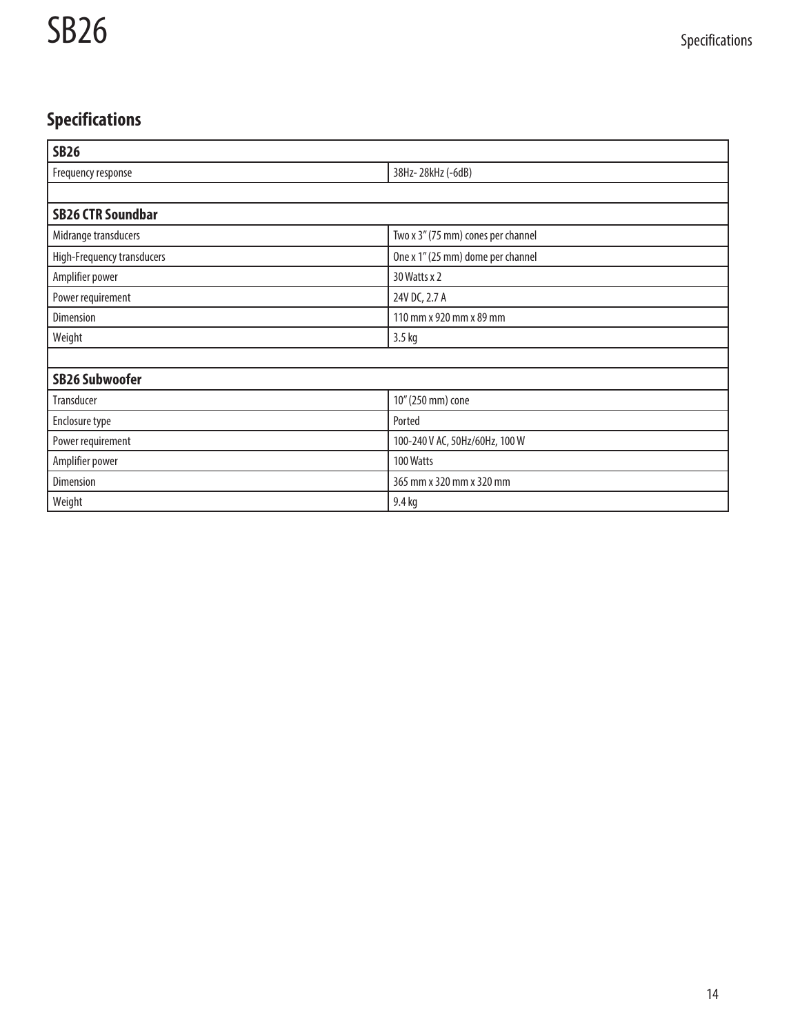## Specifications

| SB26 | |
|---|---|
| Frequency response | 38Hz- 28kHz (-6dB) |
| | |
| **SB26 CTR Soundbar** | |
| Midrange transducers | Two x 3" (75 mm) cones per channel |
| High-Frequency transducers | One x 1" (25 mm) dome per channel |
| Amplifier power | 30 Watts x 2 |
| Power requirement | 24V DC, 2.7 A |
| Dimension | 110 mm x 920 mm x 89 mm |
| Weight | 3.5 kg |
| | |
| **SB26 Subwoofer** | |
| Transducer | 10" (250 mm) cone |
| Enclosure type | Ported |
| Power requirement | 100-240 V AC, 50Hz/60Hz, 100 W |
| Amplifier power | 100 Watts |
| Dimension | 365 mm x 320 mm x 320 mm |
| Weight | 9.4 kg |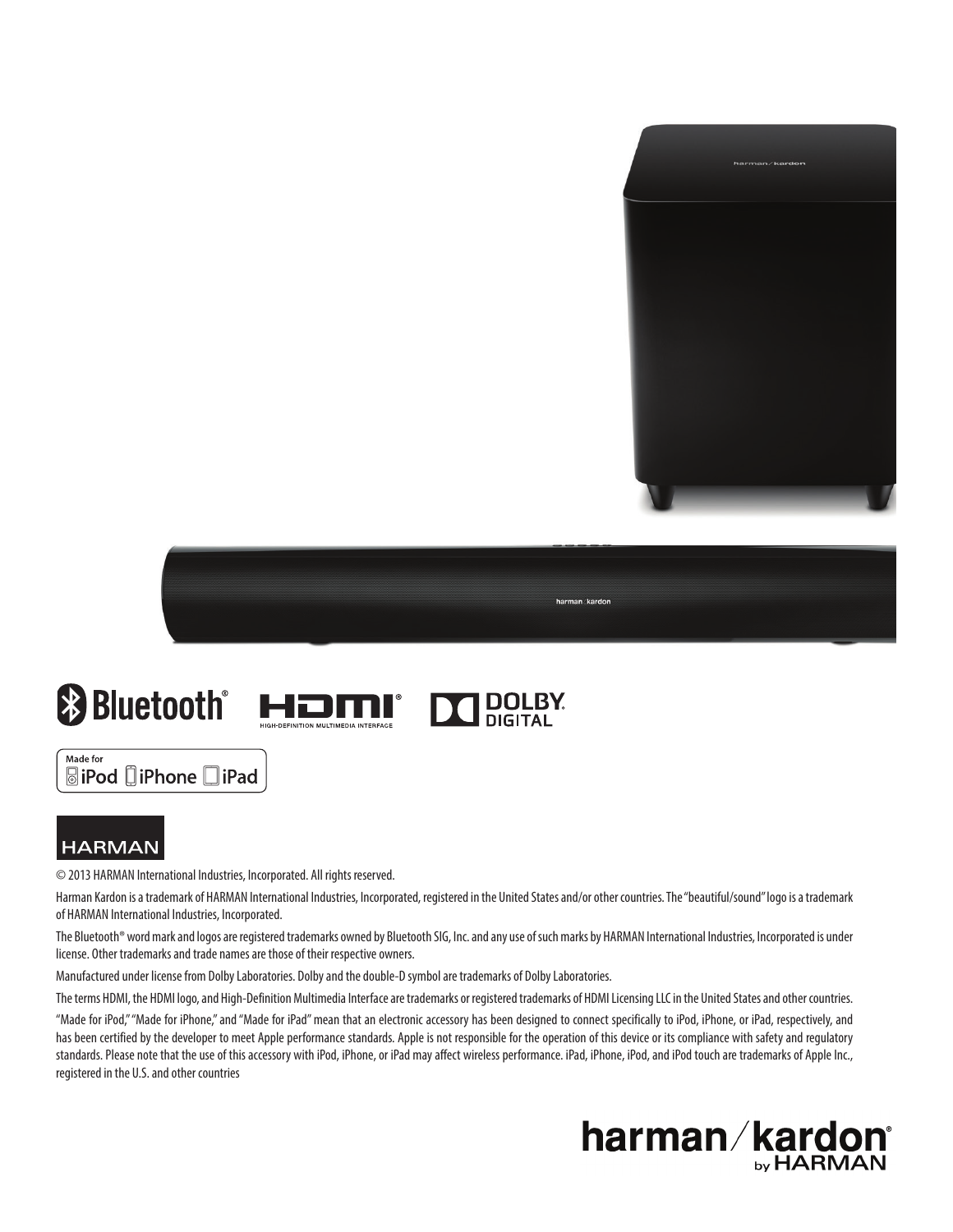© 2013 HARMAN International Industries, Incorporated. All rights reserved.

Harman Kardon is a trademark of HARMAN International Industries, Incorporated, registered in the United States and/or other countries. The "beautiful/sound" logo is a trademark of HARMAN International Industries, Incorporated.

The Bluetooth® word mark and logos are registered trademarks owned by Bluetooth SIG, Inc. and any use of such marks by HARMAN International Industries, Incorporated is under license. Other trademarks and trade names are those of their respective owners.

Manufactured under license from Dolby Laboratories. Dolby and the double-D symbol are trademarks of Dolby Laboratories.

The terms HDMI, the HDMI logo, and High-Definition Multimedia Interface are trademarks or registered trademarks of HDMI Licensing LLC in the United States and other countries.

"Made for iPod," "Made for iPhone," and "Made for iPad" mean that an electronic accessory has been designed to connect specifically to iPod, iPhone, or iPad, respectively, and has been certified by the developer to meet Apple performance standards. Apple is not responsible for the operation of this device or its compliance with safety and regulatory standards. Please note that the use of this accessory with iPod, iPhone, or iPad may affect wireless performance. iPad, iPhone, iPod, and iPod touch are trademarks of Apple Inc., registered in the U.S. and other countries